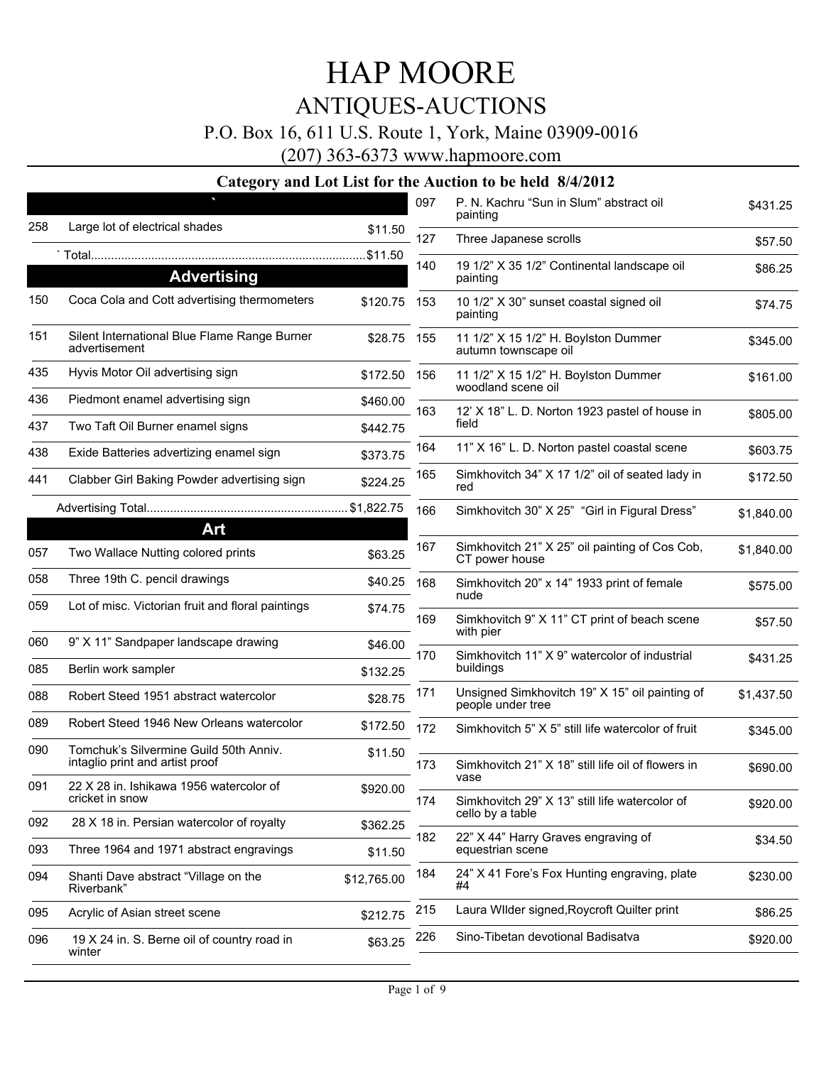# HAP MOORE

## ANTIQUES-AUCTIONS

P.O. Box 16, 611 U.S. Route 1, York, Maine 03909-0016

(207) 363-6373 www.hapmoore.com

### Category and Lot List for the Auction to be held 8/4/2012

### `

| Lot | Description | Price |
|---|---|---|
| 258 | Large lot of electrical shades | $11.50 |
| | ` Total | $11.50 |

### Advertising

| Lot | Description | Price |
|---|---|---|
| 150 | Coca Cola and Cott advertising thermometers | $120.75 |
| 151 | Silent International Blue Flame Range Burner advertisement | $28.75 |
| 435 | Hyvis Motor Oil advertising sign | $172.50 |
| 436 | Piedmont enamel advertising sign | $460.00 |
| 437 | Two Taft Oil Burner enamel signs | $442.75 |
| 438 | Exide Batteries advertizing enamel sign | $373.75 |
| 441 | Clabber Girl Baking Powder advertising sign | $224.25 |
| | Advertising Total | $1,822.75 |

### Art

| Lot | Description | Price |
|---|---|---|
| 057 | Two Wallace Nutting colored prints | $63.25 |
| 058 | Three 19th C. pencil drawings | $40.25 |
| 059 | Lot of misc. Victorian fruit and floral paintings | $74.75 |
| 060 | 9" X 11" Sandpaper landscape drawing | $46.00 |
| 085 | Berlin work sampler | $132.25 |
| 088 | Robert Steed 1951 abstract watercolor | $28.75 |
| 089 | Robert Steed 1946 New Orleans watercolor | $172.50 |
| 090 | Tomchuk's Silvermine Guild 50th Anniv. intaglio print and artist proof | $11.50 |
| 091 | 22 X 28 in. Ishikawa 1956 watercolor of cricket in snow | $920.00 |
| 092 | 28 X 18 in. Persian watercolor of royalty | $362.25 |
| 093 | Three 1964 and 1971 abstract engravings | $11.50 |
| 094 | Shanti Dave abstract "Village on the Riverbank" | $12,765.00 |
| 095 | Acrylic of Asian street scene | $212.75 |
| 096 | 19 X 24 in. S. Berne oil of country road in winter | $63.25 |
| 097 | P. N. Kachru "Sun in Slum" abstract oil painting | $431.25 |
| 127 | Three Japanese scrolls | $57.50 |
| 140 | 19 1/2" X 35 1/2" Continental landscape oil painting | $86.25 |
| 153 | 10 1/2" X 30" sunset coastal signed oil painting | $74.75 |
| 155 | 11 1/2" X 15 1/2" H. Boylston Dummer autumn townscape oil | $345.00 |
| 156 | 11 1/2" X 15 1/2" H. Boylston Dummer woodland scene oil | $161.00 |
| 163 | 12' X 18" L. D. Norton 1923 pastel of house in field | $805.00 |
| 164 | 11" X 16" L. D. Norton pastel coastal scene | $603.75 |
| 165 | Simkhovitch 34" X 17 1/2" oil of seated lady in red | $172.50 |
| 166 | Simkhovitch 30" X 25" "Girl in Figural Dress" | $1,840.00 |
| 167 | Simkhovitch 21" X 25" oil painting of Cos Cob, CT power house | $1,840.00 |
| 168 | Simkhovitch 20" x 14" 1933 print of female nude | $575.00 |
| 169 | Simkhovitch 9" X 11" CT print of beach scene with pier | $57.50 |
| 170 | Simkhovitch 11" X 9" watercolor of industrial buildings | $431.25 |
| 171 | Unsigned Simkhovitch 19" X 15" oil painting of people under tree | $1,437.50 |
| 172 | Simkhovitch 5" X 5" still life watercolor of fruit | $345.00 |
| 173 | Simkhovitch 21" X 18" still life oil of flowers in vase | $690.00 |
| 174 | Simkhovitch 29" X 13" still life watercolor of cello by a table | $920.00 |
| 182 | 22" X 44" Harry Graves engraving of equestrian scene | $34.50 |
| 184 | 24" X 41 Fore's Fox Hunting engraving, plate #4 | $230.00 |
| 215 | Laura WIlder signed,Roycroft Quilter print | $86.25 |
| 226 | Sino-Tibetan devotional Badisatva | $920.00 |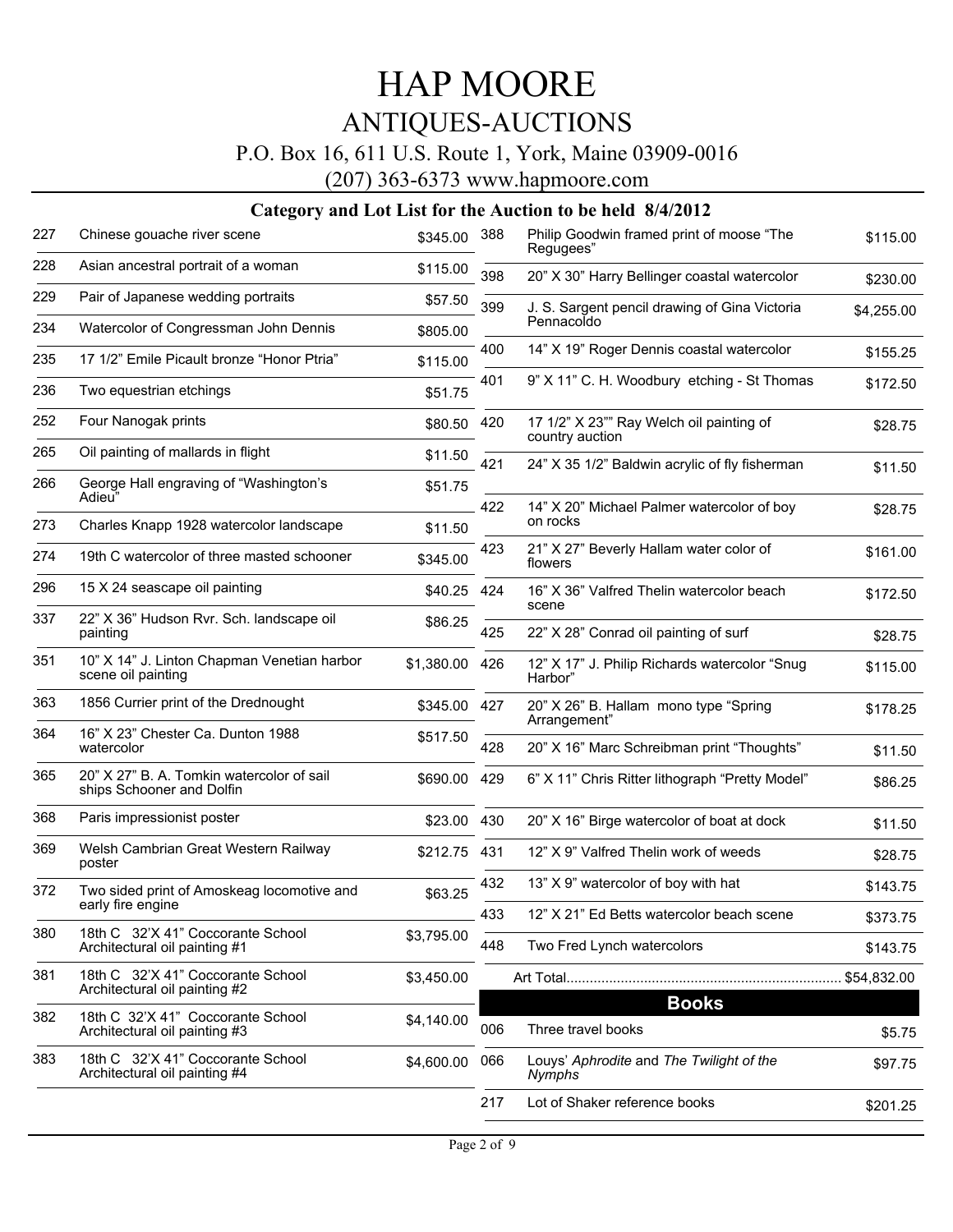# HAP MOORE

## ANTIQUES-AUCTIONS

P.O. Box 16, 611 U.S. Route 1, York, Maine 03909-0016

(207) 363-6373 www.hapmoore.com

### Category and Lot List for the Auction to be held 8/4/2012

| Lot | Description | Price |
|---|---|---|
| 227 | Chinese gouache river scene | $345.00 |
| 228 | Asian ancestral portrait of a woman | $115.00 |
| 229 | Pair of Japanese wedding portraits | $57.50 |
| 234 | Watercolor of Congressman John Dennis | $805.00 |
| 235 | 17 1/2" Emile Picault bronze "Honor Ptria" | $115.00 |
| 236 | Two equestrian etchings | $51.75 |
| 252 | Four Nanogak prints | $80.50 |
| 265 | Oil painting of mallards in flight | $11.50 |
| 266 | George Hall engraving of "Washington's Adieu" | $51.75 |
| 273 | Charles Knapp 1928 watercolor landscape | $11.50 |
| 274 | 19th C watercolor of three masted schooner | $345.00 |
| 296 | 15 X 24 seascape oil painting | $40.25 |
| 337 | 22" X 36" Hudson Rvr. Sch. landscape oil painting | $86.25 |
| 351 | 10" X 14" J. Linton Chapman Venetian harbor scene oil painting | $1,380.00 |
| 363 | 1856 Currier print of the Drednought | $345.00 |
| 364 | 16" X 23" Chester Ca. Dunton 1988 watercolor | $517.50 |
| 365 | 20" X 27" B. A. Tomkin watercolor of sail ships Schooner and Dolfin | $690.00 |
| 368 | Paris impressionist poster | $23.00 |
| 369 | Welsh Cambrian Great Western Railway poster | $212.75 |
| 372 | Two sided print of Amoskeag locomotive and early fire engine | $63.25 |
| 380 | 18th C 32'X 41" Coccorante School Architectural oil painting #1 | $3,795.00 |
| 381 | 18th C 32'X 41" Coccorante School Architectural oil painting #2 | $3,450.00 |
| 382 | 18th C 32'X 41" Coccorante School Architectural oil painting #3 | $4,140.00 |
| 383 | 18th C 32'X 41" Coccorante School Architectural oil painting #4 | $4,600.00 |
| 388 | Philip Goodwin framed print of moose "The Regugees" | $115.00 |
| 398 | 20" X 30" Harry Bellinger coastal watercolor | $230.00 |
| 399 | J. S. Sargent pencil drawing of Gina Victoria Pennacoldo | $4,255.00 |
| 400 | 14" X 19" Roger Dennis coastal watercolor | $155.25 |
| 401 | 9" X 11" C. H. Woodbury etching - St Thomas | $172.50 |
| 420 | 17 1/2" X 23"" Ray Welch oil painting of country auction | $28.75 |
| 421 | 24" X 35 1/2" Baldwin acrylic of fly fisherman | $11.50 |
| 422 | 14" X 20" Michael Palmer watercolor of boy on rocks | $28.75 |
| 423 | 21" X 27" Beverly Hallam water color of flowers | $161.00 |
| 424 | 16" X 36" Valfred Thelin watercolor beach scene | $172.50 |
| 425 | 22" X 28" Conrad oil painting of surf | $28.75 |
| 426 | 12" X 17" J. Philip Richards watercolor "Snug Harbor" | $115.00 |
| 427 | 20" X 26" B. Hallam mono type "Spring Arrangement" | $178.25 |
| 428 | 20" X 16" Marc Schreibman print "Thoughts" | $11.50 |
| 429 | 6" X 11" Chris Ritter lithograph "Pretty Model" | $86.25 |
| 430 | 20" X 16" Birge watercolor of boat at dock | $11.50 |
| 431 | 12" X 9" Valfred Thelin work of weeds | $28.75 |
| 432 | 13" X 9" watercolor of boy with hat | $143.75 |
| 433 | 12" X 21" Ed Betts watercolor beach scene | $373.75 |
| 448 | Two Fred Lynch watercolors | $143.75 |

Art Total...................................................................... $54,832.00

## Books

| Lot | Description | Price |
|---|---|---|
| 006 | Three travel books | $5.75 |
| 066 | Louys' *Aphrodite* and *The Twilight of the Nymphs* | $97.75 |
| 217 | Lot of Shaker reference books | $201.25 |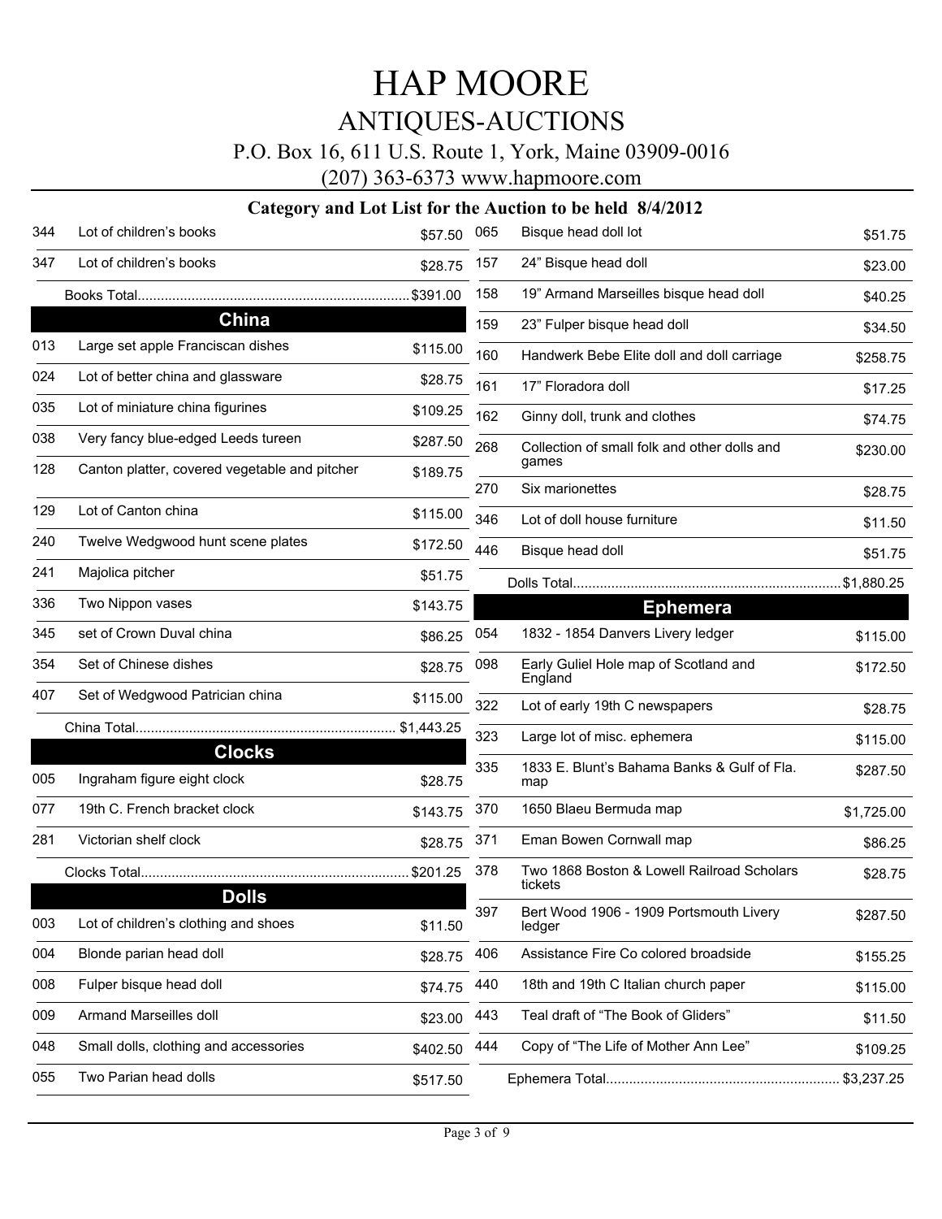# HAP MOORE

## ANTIQUES-AUCTIONS

P.O. Box 16, 611 U.S. Route 1, York, Maine 03909-0016

(207) 363-6373 www.hapmoore.com

### Category and Lot List for the Auction to be held 8/4/2012

| Lot | Description | Price |
|---|---|---|
| 344 | Lot of children's books | $57.50 |
| 347 | Lot of children's books | $28.75 |
| | Books Total | $391.00 |

## China

| Lot | Description | Price |
|---|---|---|
| 013 | Large set apple Franciscan dishes | $115.00 |
| 024 | Lot of better china and glassware | $28.75 |
| 035 | Lot of miniature china figurines | $109.25 |
| 038 | Very fancy blue-edged Leeds tureen | $287.50 |
| 128 | Canton platter, covered vegetable and pitcher | $189.75 |
| 129 | Lot of Canton china | $115.00 |
| 240 | Twelve Wedgwood hunt scene plates | $172.50 |
| 241 | Majolica pitcher | $51.75 |
| 336 | Two Nippon vases | $143.75 |
| 345 | set of Crown Duval china | $86.25 |
| 354 | Set of Chinese dishes | $28.75 |
| 407 | Set of Wedgwood Patrician china | $115.00 |
| | China Total | $1,443.25 |

## Clocks

| Lot | Description | Price |
|---|---|---|
| 005 | Ingraham figure eight clock | $28.75 |
| 077 | 19th C. French bracket clock | $143.75 |
| 281 | Victorian shelf clock | $28.75 |
| | Clocks Total | $201.25 |

## Dolls

| Lot | Description | Price |
|---|---|---|
| 003 | Lot of children's clothing and shoes | $11.50 |
| 004 | Blonde parian head doll | $28.75 |
| 008 | Fulper bisque head doll | $74.75 |
| 009 | Armand Marseilles doll | $23.00 |
| 048 | Small dolls, clothing and accessories | $402.50 |
| 055 | Two Parian head dolls | $517.50 |
| 065 | Bisque head doll lot | $51.75 |
| 157 | 24" Bisque head doll | $23.00 |
| 158 | 19" Armand Marseilles bisque head doll | $40.25 |
| 159 | 23" Fulper bisque head doll | $34.50 |
| 160 | Handwerk Bebe Elite doll and doll carriage | $258.75 |
| 161 | 17" Floradora doll | $17.25 |
| 162 | Ginny doll, trunk and clothes | $74.75 |
| 268 | Collection of small folk and other dolls and games | $230.00 |
| 270 | Six marionettes | $28.75 |
| 346 | Lot of doll house furniture | $11.50 |
| 446 | Bisque head doll | $51.75 |
| | Dolls Total | $1,880.25 |

## Ephemera

| Lot | Description | Price |
|---|---|---|
| 054 | 1832 - 1854 Danvers Livery ledger | $115.00 |
| 098 | Early Guliel Hole map of Scotland and England | $172.50 |
| 322 | Lot of early 19th C newspapers | $28.75 |
| 323 | Large lot of misc. ephemera | $115.00 |
| 335 | 1833 E. Blunt's Bahama Banks & Gulf of Fla. map | $287.50 |
| 370 | 1650 Blaeu Bermuda map | $1,725.00 |
| 371 | Eman Bowen Cornwall map | $86.25 |
| 378 | Two 1868 Boston & Lowell Railroad Scholars tickets | $28.75 |
| 397 | Bert Wood 1906 - 1909 Portsmouth Livery ledger | $287.50 |
| 406 | Assistance Fire Co colored broadside | $155.25 |
| 440 | 18th and 19th C Italian church paper | $115.00 |
| 443 | Teal draft of "The Book of Gliders" | $11.50 |
| 444 | Copy of "The Life of Mother Ann Lee" | $109.25 |
| | Ephemera Total | $3,237.25 |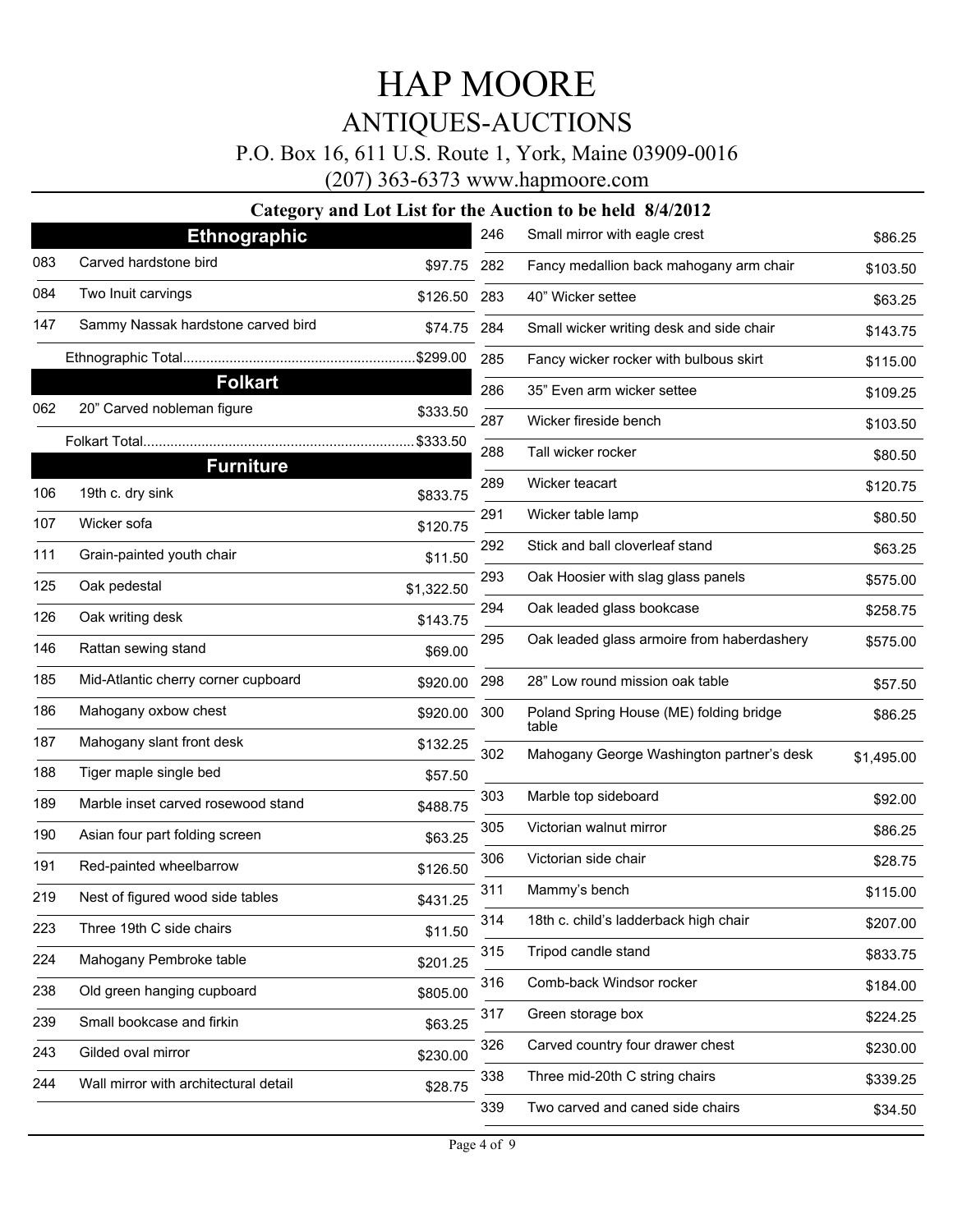# HAP MOORE

## ANTIQUES-AUCTIONS

P.O. Box 16, 611 U.S. Route 1, York, Maine 03909-0016

(207) 363-6373 www.hapmoore.com

### Category and Lot List for the Auction to be held 8/4/2012

#### Ethnographic

| Lot | Description | Price |
|---|---|---|
| 083 | Carved hardstone bird | $97.75 |
| 084 | Two Inuit carvings | $126.50 |
| 147 | Sammy Nassak hardstone carved bird | $74.75 |

Ethnographic Total............................................................$299.00

#### Folkart

| Lot | Description | Price |
|---|---|---|
| 062 | 20" Carved nobleman figure | $333.50 |

Folkart Total............................................................$333.50

#### Furniture

| Lot | Description | Price |
|---|---|---|
| 106 | 19th c. dry sink | $833.75 |
| 107 | Wicker sofa | $120.75 |
| 111 | Grain-painted youth chair | $11.50 |
| 125 | Oak pedestal | $1,322.50 |
| 126 | Oak writing desk | $143.75 |
| 146 | Rattan sewing stand | $69.00 |
| 185 | Mid-Atlantic cherry corner cupboard | $920.00 |
| 186 | Mahogany oxbow chest | $920.00 |
| 187 | Mahogany slant front desk | $132.25 |
| 188 | Tiger maple single bed | $57.50 |
| 189 | Marble inset carved rosewood stand | $488.75 |
| 190 | Asian four part folding screen | $63.25 |
| 191 | Red-painted wheelbarrow | $126.50 |
| 219 | Nest of figured wood side tables | $431.25 |
| 223 | Three 19th C side chairs | $11.50 |
| 224 | Mahogany Pembroke table | $201.25 |
| 238 | Old green hanging cupboard | $805.00 |
| 239 | Small bookcase and firkin | $63.25 |
| 243 | Gilded oval mirror | $230.00 |
| 244 | Wall mirror with architectural detail | $28.75 |
| 246 | Small mirror with eagle crest | $86.25 |
| 282 | Fancy medallion back mahogany arm chair | $103.50 |
| 283 | 40" Wicker settee | $63.25 |
| 284 | Small wicker writing desk and side chair | $143.75 |
| 285 | Fancy wicker rocker with bulbous skirt | $115.00 |
| 286 | 35" Even arm wicker settee | $109.25 |
| 287 | Wicker fireside bench | $103.50 |
| 288 | Tall wicker rocker | $80.50 |
| 289 | Wicker teacart | $120.75 |
| 291 | Wicker table lamp | $80.50 |
| 292 | Stick and ball cloverleaf stand | $63.25 |
| 293 | Oak Hoosier with slag glass panels | $575.00 |
| 294 | Oak leaded glass bookcase | $258.75 |
| 295 | Oak leaded glass armoire from haberdashery | $575.00 |
| 298 | 28" Low round mission oak table | $57.50 |
| 300 | Poland Spring House (ME) folding bridge table | $86.25 |
| 302 | Mahogany George Washington partner's desk | $1,495.00 |
| 303 | Marble top sideboard | $92.00 |
| 305 | Victorian walnut mirror | $86.25 |
| 306 | Victorian side chair | $28.75 |
| 311 | Mammy's bench | $115.00 |
| 314 | 18th c. child's ladderback high chair | $207.00 |
| 315 | Tripod candle stand | $833.75 |
| 316 | Comb-back Windsor rocker | $184.00 |
| 317 | Green storage box | $224.25 |
| 326 | Carved country four drawer chest | $230.00 |
| 338 | Three mid-20th C string chairs | $339.25 |
| 339 | Two carved and caned side chairs | $34.50 |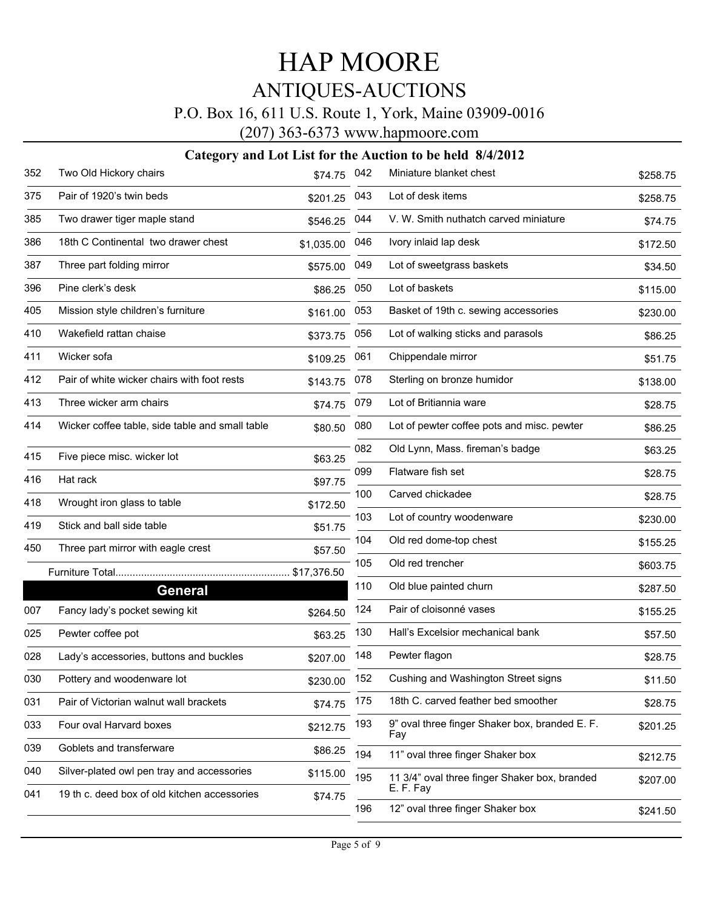# HAP MOORE

## ANTIQUES-AUCTIONS

P.O. Box 16, 611 U.S. Route 1, York, Maine 03909-0016

(207) 363-6373 www.hapmoore.com

### Category and Lot List for the Auction to be held 8/4/2012

| Lot | Description | Price |
|---|---|---|
| 352 | Two Old Hickory chairs | $74.75 |
| 375 | Pair of 1920's twin beds | $201.25 |
| 385 | Two drawer tiger maple stand | $546.25 |
| 386 | 18th C Continental two drawer chest | $1,035.00 |
| 387 | Three part folding mirror | $575.00 |
| 396 | Pine clerk's desk | $86.25 |
| 405 | Mission style children's furniture | $161.00 |
| 410 | Wakefield rattan chaise | $373.75 |
| 411 | Wicker sofa | $109.25 |
| 412 | Pair of white wicker chairs with foot rests | $143.75 |
| 413 | Three wicker arm chairs | $74.75 |
| 414 | Wicker coffee table, side table and small table | $80.50 |
| 415 | Five piece misc. wicker lot | $63.25 |
| 416 | Hat rack | $97.75 |
| 418 | Wrought iron glass to table | $172.50 |
| 419 | Stick and ball side table | $51.75 |
| 450 | Three part mirror with eagle crest | $57.50 |

Furniture Total............................................................ $17,376.50

## General

| Lot | Description | Price |
|---|---|---|
| 007 | Fancy lady's pocket sewing kit | $264.50 |
| 025 | Pewter coffee pot | $63.25 |
| 028 | Lady's accessories, buttons and buckles | $207.00 |
| 030 | Pottery and woodenware lot | $230.00 |
| 031 | Pair of Victorian walnut wall brackets | $74.75 |
| 033 | Four oval Harvard boxes | $212.75 |
| 039 | Goblets and transferware | $86.25 |
| 040 | Silver-plated owl pen tray and accessories | $115.00 |
| 041 | 19 th c. deed box of old kitchen accessories | $74.75 |
| 042 | Miniature blanket chest | $258.75 |
| 043 | Lot of desk items | $258.75 |
| 044 | V. W. Smith nuthatch carved miniature | $74.75 |
| 046 | Ivory inlaid lap desk | $172.50 |
| 049 | Lot of sweetgrass baskets | $34.50 |
| 050 | Lot of baskets | $115.00 |
| 053 | Basket of 19th c. sewing accessories | $230.00 |
| 056 | Lot of walking sticks and parasols | $86.25 |
| 061 | Chippendale mirror | $51.75 |
| 078 | Sterling on bronze humidor | $138.00 |
| 079 | Lot of Britiannia ware | $28.75 |
| 080 | Lot of pewter coffee pots and misc. pewter | $86.25 |
| 082 | Old Lynn, Mass. fireman's badge | $63.25 |
| 099 | Flatware fish set | $28.75 |
| 100 | Carved chickadee | $28.75 |
| 103 | Lot of country woodenware | $230.00 |
| 104 | Old red dome-top chest | $155.25 |
| 105 | Old red trencher | $603.75 |
| 110 | Old blue painted churn | $287.50 |
| 124 | Pair of cloisonné vases | $155.25 |
| 130 | Hall's Excelsior mechanical bank | $57.50 |
| 148 | Pewter flagon | $28.75 |
| 152 | Cushing and Washington Street signs | $11.50 |
| 175 | 18th C. carved feather bed smoother | $28.75 |
| 193 | 9" oval three finger Shaker box, branded E. F. Fay | $201.25 |
| 194 | 11" oval three finger Shaker box | $212.75 |
| 195 | 11 3/4" oval three finger Shaker box, branded E. F. Fay | $207.00 |
| 196 | 12" oval three finger Shaker box | $241.50 |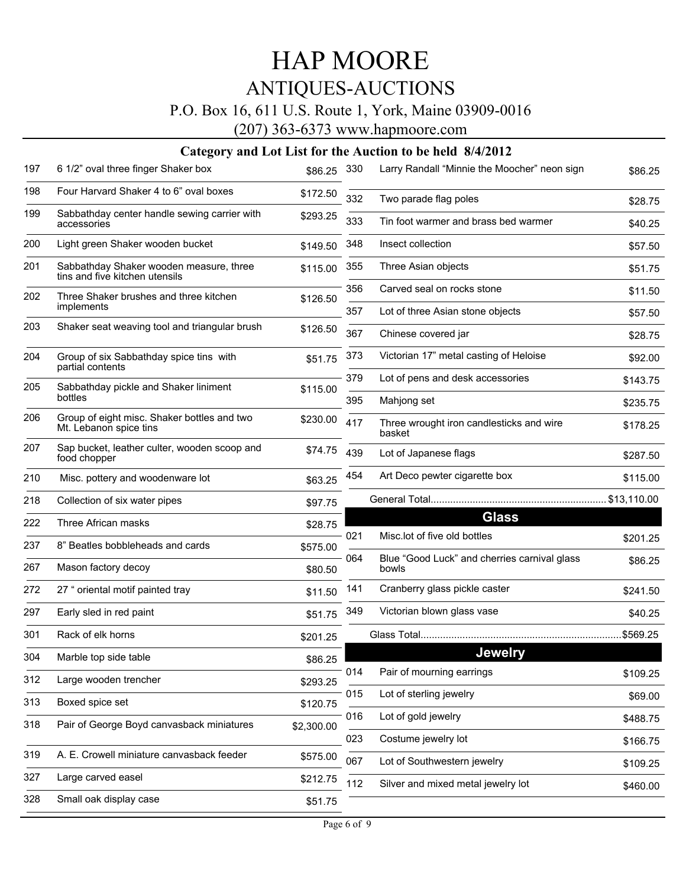# HAP MOORE

## ANTIQUES-AUCTIONS

P.O. Box 16, 611 U.S. Route 1, York, Maine 03909-0016

(207) 363-6373 www.hapmoore.com

### Category and Lot List for the Auction to be held 8/4/2012

| Lot | Description | Price |
|---|---|---|
| 197 | 6 1/2" oval three finger Shaker box | $86.25 |
| 198 | Four Harvard Shaker 4 to 6" oval boxes | $172.50 |
| 199 | Sabbathday center handle sewing carrier with accessories | $293.25 |
| 200 | Light green Shaker wooden bucket | $149.50 |
| 201 | Sabbathday Shaker wooden measure, three tins and five kitchen utensils | $115.00 |
| 202 | Three Shaker brushes and three kitchen implements | $126.50 |
| 203 | Shaker seat weaving tool and triangular brush | $126.50 |
| 204 | Group of six Sabbathday spice tins with partial contents | $51.75 |
| 205 | Sabbathday pickle and Shaker liniment bottles | $115.00 |
| 206 | Group of eight misc. Shaker bottles and two Mt. Lebanon spice tins | $230.00 |
| 207 | Sap bucket, leather culter, wooden scoop and food chopper | $74.75 |
| 210 | Misc. pottery and woodenware lot | $63.25 |
| 218 | Collection of six water pipes | $97.75 |
| 222 | Three African masks | $28.75 |
| 237 | 8" Beatles bobbleheads and cards | $575.00 |
| 267 | Mason factory decoy | $80.50 |
| 272 | 27 " oriental motif painted tray | $11.50 |
| 297 | Early sled in red paint | $51.75 |
| 301 | Rack of elk horns | $201.25 |
| 304 | Marble top side table | $86.25 |
| 312 | Large wooden trencher | $293.25 |
| 313 | Boxed spice set | $120.75 |
| 318 | Pair of George Boyd canvasback miniatures | $2,300.00 |
| 319 | A. E. Crowell miniature canvasback feeder | $575.00 |
| 327 | Large carved easel | $212.75 |
| 328 | Small oak display case | $51.75 |
| 330 | Larry Randall "Minnie the Moocher" neon sign | $86.25 |
| 332 | Two parade flag poles | $28.75 |
| 333 | Tin foot warmer and brass bed warmer | $40.25 |
| 348 | Insect collection | $57.50 |
| 355 | Three Asian objects | $51.75 |
| 356 | Carved seal on rocks stone | $11.50 |
| 357 | Lot of three Asian stone objects | $57.50 |
| 367 | Chinese covered jar | $28.75 |
| 373 | Victorian 17" metal casting of Heloise | $92.00 |
| 379 | Lot of pens and desk accessories | $143.75 |
| 395 | Mahjong set | $235.75 |
| 417 | Three wrought iron candlesticks and wire basket | $178.25 |
| 439 | Lot of Japanese flags | $287.50 |
| 454 | Art Deco pewter cigarette box | $115.00 |

General Total............................................................... $13,110.00

## Glass

| Lot | Description | Price |
|---|---|---|
| 021 | Misc.lot of five old bottles | $201.25 |
| 064 | Blue "Good Luck" and cherries carnival glass bowls | $86.25 |
| 141 | Cranberry glass pickle caster | $241.50 |
| 349 | Victorian blown glass vase | $40.25 |

Glass Total........................................................................$569.25

## Jewelry

| Lot | Description | Price |
|---|---|---|
| 014 | Pair of mourning earrings | $109.25 |
| 015 | Lot of sterling jewelry | $69.00 |
| 016 | Lot of gold jewelry | $488.75 |
| 023 | Costume jewelry lot | $166.75 |
| 067 | Lot of Southwestern jewelry | $109.25 |
| 112 | Silver and mixed metal jewelry lot | $460.00 |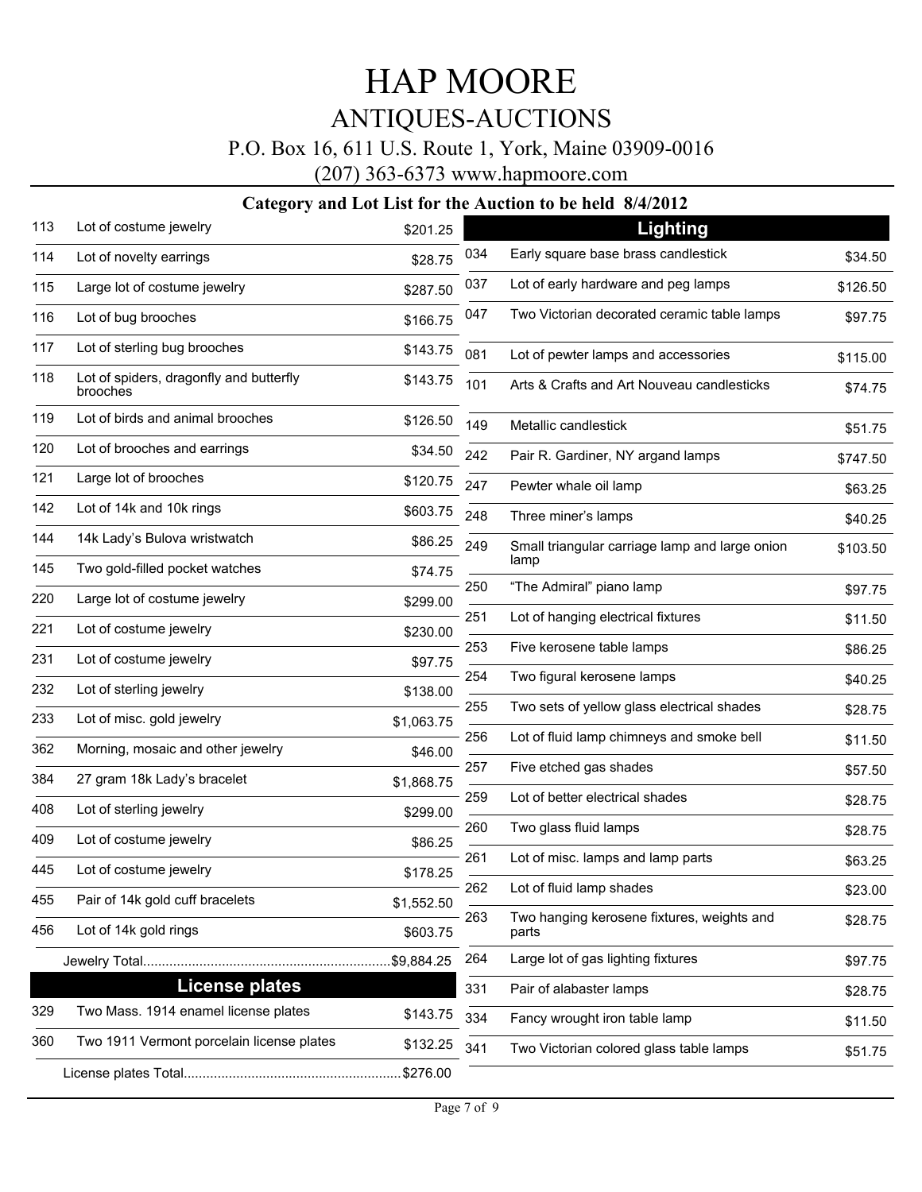# HAP MOORE

## ANTIQUES-AUCTIONS

P.O. Box 16, 611 U.S. Route 1, York, Maine 03909-0016

(207) 363-6373 www.hapmoore.com

### Category and Lot List for the Auction to be held 8/4/2012

| Lot | Description | Price |
|---|---|---|
| 113 | Lot of costume jewelry | $201.25 |
| 114 | Lot of novelty earrings | $28.75 |
| 115 | Large lot of costume jewelry | $287.50 |
| 116 | Lot of bug brooches | $166.75 |
| 117 | Lot of sterling bug brooches | $143.75 |
| 118 | Lot of spiders, dragonfly and butterfly brooches | $143.75 |
| 119 | Lot of birds and animal brooches | $126.50 |
| 120 | Lot of brooches and earrings | $34.50 |
| 121 | Large lot of brooches | $120.75 |
| 142 | Lot of 14k and 10k rings | $603.75 |
| 144 | 14k Lady's Bulova wristwatch | $86.25 |
| 145 | Two gold-filled pocket watches | $74.75 |
| 220 | Large lot of costume jewelry | $299.00 |
| 221 | Lot of costume jewelry | $230.00 |
| 231 | Lot of costume jewelry | $97.75 |
| 232 | Lot of sterling jewelry | $138.00 |
| 233 | Lot of misc. gold jewelry | $1,063.75 |
| 362 | Morning, mosaic and other jewelry | $46.00 |
| 384 | 27 gram 18k Lady's bracelet | $1,868.75 |
| 408 | Lot of sterling jewelry | $299.00 |
| 409 | Lot of costume jewelry | $86.25 |
| 445 | Lot of costume jewelry | $178.25 |
| 455 | Pair of 14k gold cuff bracelets | $1,552.50 |
| 456 | Lot of 14k gold rings | $603.75 |

Jewelry Total.................................................................$9,884.25

## License plates

| Lot | Description | Price |
|---|---|---|
| 329 | Two Mass. 1914 enamel license plates | $143.75 |
| 360 | Two 1911 Vermont porcelain license plates | $132.25 |

License plates Total..........................................................$276.00

## Lighting

| Lot | Description | Price |
|---|---|---|
| 034 | Early square base brass candlestick | $34.50 |
| 037 | Lot of early hardware and peg lamps | $126.50 |
| 047 | Two Victorian decorated ceramic table lamps | $97.75 |
| 081 | Lot of pewter lamps and accessories | $115.00 |
| 101 | Arts & Crafts and Art Nouveau candlesticks | $74.75 |
| 149 | Metallic candlestick | $51.75 |
| 242 | Pair R. Gardiner, NY argand lamps | $747.50 |
| 247 | Pewter whale oil lamp | $63.25 |
| 248 | Three miner's lamps | $40.25 |
| 249 | Small triangular carriage lamp and large onion lamp | $103.50 |
| 250 | "The Admiral" piano lamp | $97.75 |
| 251 | Lot of hanging electrical fixtures | $11.50 |
| 253 | Five kerosene table lamps | $86.25 |
| 254 | Two figural kerosene lamps | $40.25 |
| 255 | Two sets of yellow glass electrical shades | $28.75 |
| 256 | Lot of fluid lamp chimneys and smoke bell | $11.50 |
| 257 | Five etched gas shades | $57.50 |
| 259 | Lot of better electrical shades | $28.75 |
| 260 | Two glass fluid lamps | $28.75 |
| 261 | Lot of misc. lamps and lamp parts | $63.25 |
| 262 | Lot of fluid lamp shades | $23.00 |
| 263 | Two hanging kerosene fixtures, weights and parts | $28.75 |
| 264 | Large lot of gas lighting fixtures | $97.75 |
| 331 | Pair of alabaster lamps | $28.75 |
| 334 | Fancy wrought iron table lamp | $11.50 |
| 341 | Two Victorian colored glass table lamps | $51.75 |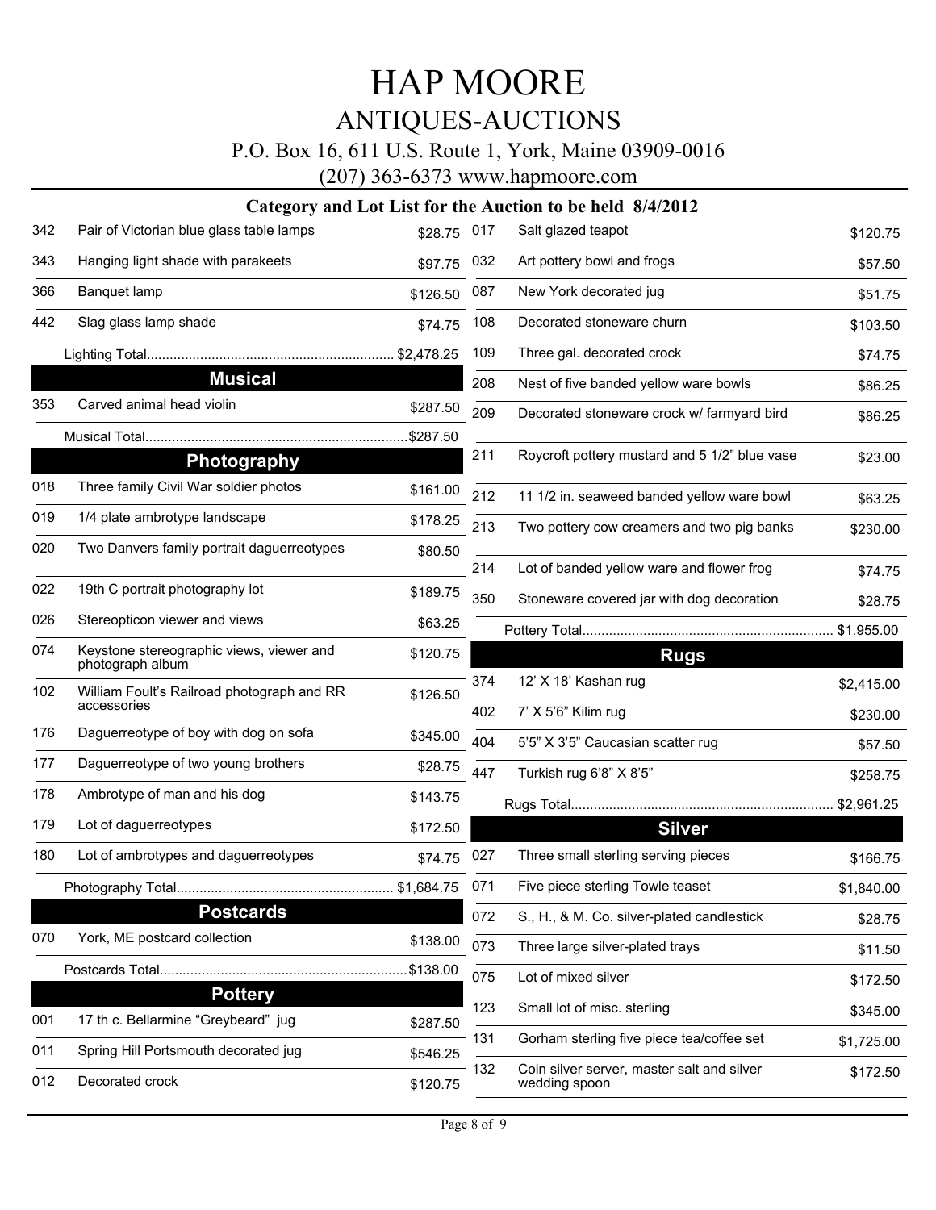# HAP MOORE

## ANTIQUES-AUCTIONS

P.O. Box 16, 611 U.S. Route 1, York, Maine 03909-0016

(207) 363-6373 www.hapmoore.com

### Category and Lot List for the Auction to be held 8/4/2012

| Lot | Description | Price |
|---|---|---|
| 342 | Pair of Victorian blue glass table lamps | $28.75 |
| 343 | Hanging light shade with parakeets | $97.75 |
| 366 | Banquet lamp | $126.50 |
| 442 | Slag glass lamp shade | $74.75 |
| | Lighting Total | $2,478.25 |

#### Musical

| Lot | Description | Price |
|---|---|---|
| 353 | Carved animal head violin | $287.50 |
| | Musical Total | $287.50 |

#### Photography

| Lot | Description | Price |
|---|---|---|
| 018 | Three family Civil War soldier photos | $161.00 |
| 019 | 1/4 plate ambrotype landscape | $178.25 |
| 020 | Two Danvers family portrait daguerreotypes | $80.50 |
| 022 | 19th C portrait photography lot | $189.75 |
| 026 | Stereopticon viewer and views | $63.25 |
| 074 | Keystone stereographic views, viewer and photograph album | $120.75 |
| 102 | William Foult's Railroad photograph and RR accessories | $126.50 |
| 176 | Daguerreotype of boy with dog on sofa | $345.00 |
| 177 | Daguerreotype of two young brothers | $28.75 |
| 178 | Ambrotype of man and his dog | $143.75 |
| 179 | Lot of daguerreotypes | $172.50 |
| 180 | Lot of ambrotypes and daguerreotypes | $74.75 |
| | Photography Total | $1,684.75 |

#### Postcards

| Lot | Description | Price |
|---|---|---|
| 070 | York, ME postcard collection | $138.00 |
| | Postcards Total | $138.00 |

#### Pottery

| Lot | Description | Price |
|---|---|---|
| 001 | 17 th c. Bellarmine "Greybeard" jug | $287.50 |
| 011 | Spring Hill Portsmouth decorated jug | $546.25 |
| 012 | Decorated crock | $120.75 |
| 017 | Salt glazed teapot | $120.75 |
| 032 | Art pottery bowl and frogs | $57.50 |
| 087 | New York decorated jug | $51.75 |
| 108 | Decorated stoneware churn | $103.50 |
| 109 | Three gal. decorated crock | $74.75 |
| 208 | Nest of five banded yellow ware bowls | $86.25 |
| 209 | Decorated stoneware crock w/ farmyard bird | $86.25 |
| 211 | Roycroft pottery mustard and 5 1/2" blue vase | $23.00 |
| 212 | 11 1/2 in. seaweed banded yellow ware bowl | $63.25 |
| 213 | Two pottery cow creamers and two pig banks | $230.00 |
| 214 | Lot of banded yellow ware and flower frog | $74.75 |
| 350 | Stoneware covered jar with dog decoration | $28.75 |
| | Pottery Total | $1,955.00 |

#### Rugs

| Lot | Description | Price |
|---|---|---|
| 374 | 12' X 18' Kashan rug | $2,415.00 |
| 402 | 7' X 5'6" Kilim rug | $230.00 |
| 404 | 5'5" X 3'5" Caucasian scatter rug | $57.50 |
| 447 | Turkish rug 6'8" X 8'5" | $258.75 |
| | Rugs Total | $2,961.25 |

#### Silver

| Lot | Description | Price |
|---|---|---|
| 027 | Three small sterling serving pieces | $166.75 |
| 071 | Five piece sterling Towle teaset | $1,840.00 |
| 072 | S., H., & M. Co. silver-plated candlestick | $28.75 |
| 073 | Three large silver-plated trays | $11.50 |
| 075 | Lot of mixed silver | $172.50 |
| 123 | Small lot of misc. sterling | $345.00 |
| 131 | Gorham sterling five piece tea/coffee set | $1,725.00 |
| 132 | Coin silver server, master salt and silver wedding spoon | $172.50 |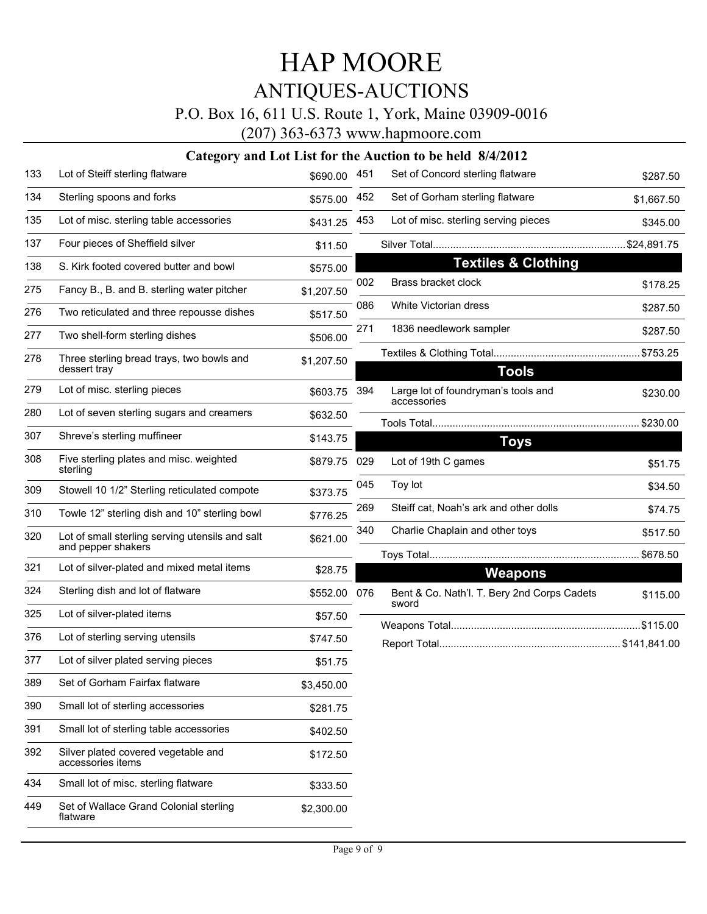# HAP MOORE

## ANTIQUES-AUCTIONS

P.O. Box 16, 611 U.S. Route 1, York, Maine 03909-0016

(207) 363-6373 www.hapmoore.com

### Category and Lot List for the Auction to be held 8/4/2012

| | | |
|---|---|---|
| 133 | Lot of Steiff sterling flatware | $690.00 |
| 134 | Sterling spoons and forks | $575.00 |
| 135 | Lot of misc. sterling table accessories | $431.25 |
| 137 | Four pieces of Sheffield silver | $11.50 |
| 138 | S. Kirk footed covered butter and bowl | $575.00 |
| 275 | Fancy B., B. and B. sterling water pitcher | $1,207.50 |
| 276 | Two reticulated and three repousse dishes | $517.50 |
| 277 | Two shell-form sterling dishes | $506.00 |
| 278 | Three sterling bread trays, two bowls and dessert tray | $1,207.50 |
| 279 | Lot of misc. sterling pieces | $603.75 |
| 280 | Lot of seven sterling sugars and creamers | $632.50 |
| 307 | Shreve's sterling muffineer | $143.75 |
| 308 | Five sterling plates and misc. weighted sterling | $879.75 |
| 309 | Stowell 10 1/2" Sterling reticulated compote | $373.75 |
| 310 | Towle 12" sterling dish and 10" sterling bowl | $776.25 |
| 320 | Lot of small sterling serving utensils and salt and pepper shakers | $621.00 |
| 321 | Lot of silver-plated and mixed metal items | $28.75 |
| 324 | Sterling dish and lot of flatware | $552.00 |
| 325 | Lot of silver-plated items | $57.50 |
| 376 | Lot of sterling serving utensils | $747.50 |
| 377 | Lot of silver plated serving pieces | $51.75 |
| 389 | Set of Gorham Fairfax flatware | $3,450.00 |
| 390 | Small lot of sterling accessories | $281.75 |
| 391 | Small lot of sterling table accessories | $402.50 |
| 392 | Silver plated covered vegetable and accessories items | $172.50 |
| 434 | Small lot of misc. sterling flatware | $333.50 |
| 449 | Set of Wallace Grand Colonial sterling flatware | $2,300.00 |
| 451 | Set of Concord sterling flatware | $287.50 |
| 452 | Set of Gorham sterling flatware | $1,667.50 |
| 453 | Lot of misc. sterling serving pieces | $345.00 |

Silver Total....................$24,891.75

### Textiles & Clothing

| | | |
|---|---|---|
| 002 | Brass bracket clock | $178.25 |
| 086 | White Victorian dress | $287.50 |
| 271 | 1836 needlework sampler | $287.50 |

Textiles & Clothing Total....................$753.25

### Tools

| | | |
|---|---|---|
| 394 | Large lot of foundryman's tools and accessories | $230.00 |

Tools Total....................$230.00

### Toys

| | | |
|---|---|---|
| 029 | Lot of 19th C games | $51.75 |
| 045 | Toy lot | $34.50 |
| 269 | Steiff cat, Noah's ark and other dolls | $74.75 |
| 340 | Charlie Chaplain and other toys | $517.50 |

Toys Total....................$678.50

### Weapons

| | | |
|---|---|---|
| 076 | Bent & Co. Nath'l. T. Bery 2nd Corps Cadets sword | $115.00 |

Weapons Total....................$115.00

Report Total....................$141,841.00